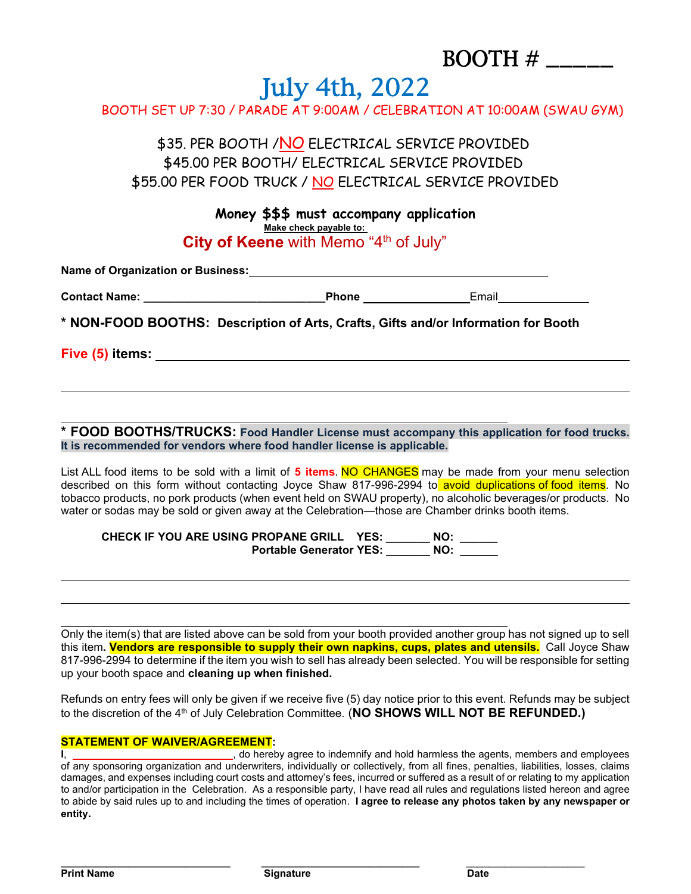BOOTH # _____

# July 4th, 2022

BOOTH SET UP 7:30 / PARADE AT 9:00AM / CELEBRATION AT 10:00AM (SWAU GYM)

$35. PER BOOTH /NO ELECTRICAL SERVICE PROVIDED
$45.00 PER BOOTH/ ELECTRICAL SERVICE PROVIDED
$55.00 PER FOOD TRUCK / NO ELECTRICAL SERVICE PROVIDED

**Money $$$ must accompany application**

**Make check payable to:**

**City of Keene** with Memo "4th of July"

**Name of Organization or Business:**_______________________________________________

**Contact Name:** ____________________________**Phone** ________________Email______________

**\* NON-FOOD BOOTHS: Description of Arts, Crafts, Gifts and/or Information for Booth**

**Five (5) items:** ____________________________________________________________

________________________________________________________________________

________________________________________________________________

**\* FOOD BOOTHS/TRUCKS: Food Handler License must accompany this application for food trucks. It is recommended for vendors where food handler license is applicable.**

List ALL food items to be sold with a limit of **5 items**. NO CHANGES may be made from your menu selection described on this form without contacting Joyce Shaw 817-996-2994 to avoid duplications of food items. No tobacco products, no pork products (when event held on SWAU property), no alcoholic beverages/or products. No water or sodas may be sold or given away at the Celebration—those are Chamber drinks booth items.

**CHECK IF YOU ARE USING PROPANE GRILL YES: _______ NO: ______**
**Portable Generator YES: _______ NO: ______**

________________________________________________________________________

________________________________________________________________________

________________________________________________________________

Only the item(s) that are listed above can be sold from your booth provided another group has not signed up to sell this item**. Vendors are responsible to supply their own napkins, cups, plates and utensils.** Call Joyce Shaw 817-996-2994 to determine if the item you wish to sell has already been selected. You will be responsible for setting up your booth space and **cleaning up when finished.**

Refunds on entry fees will only be given if we receive five (5) day notice prior to this event. Refunds may be subject to the discretion of the 4th of July Celebration Committee. (**NO SHOWS WILL NOT BE REFUNDED.)**

**STATEMENT OF WAIVER/AGREEMENT:**

I, ___________________________, do hereby agree to indemnify and hold harmless the agents, members and employees of any sponsoring organization and underwriters, individually or collectively, from all fines, penalties, liabilities, losses, claims damages, and expenses including court costs and attorney's fees, incurred or suffered as a result of or relating to my application to and/or participation in the Celebration. As a responsible party, I have read all rules and regulations listed hereon and agree to abide by said rules up to and including the times of operation. **I agree to release any photos taken by any newspaper or entity.**

| ___________________________ | ___________________________ | _____________________ |
|---|---|---|
| **Print Name** | **Signature** | **Date** |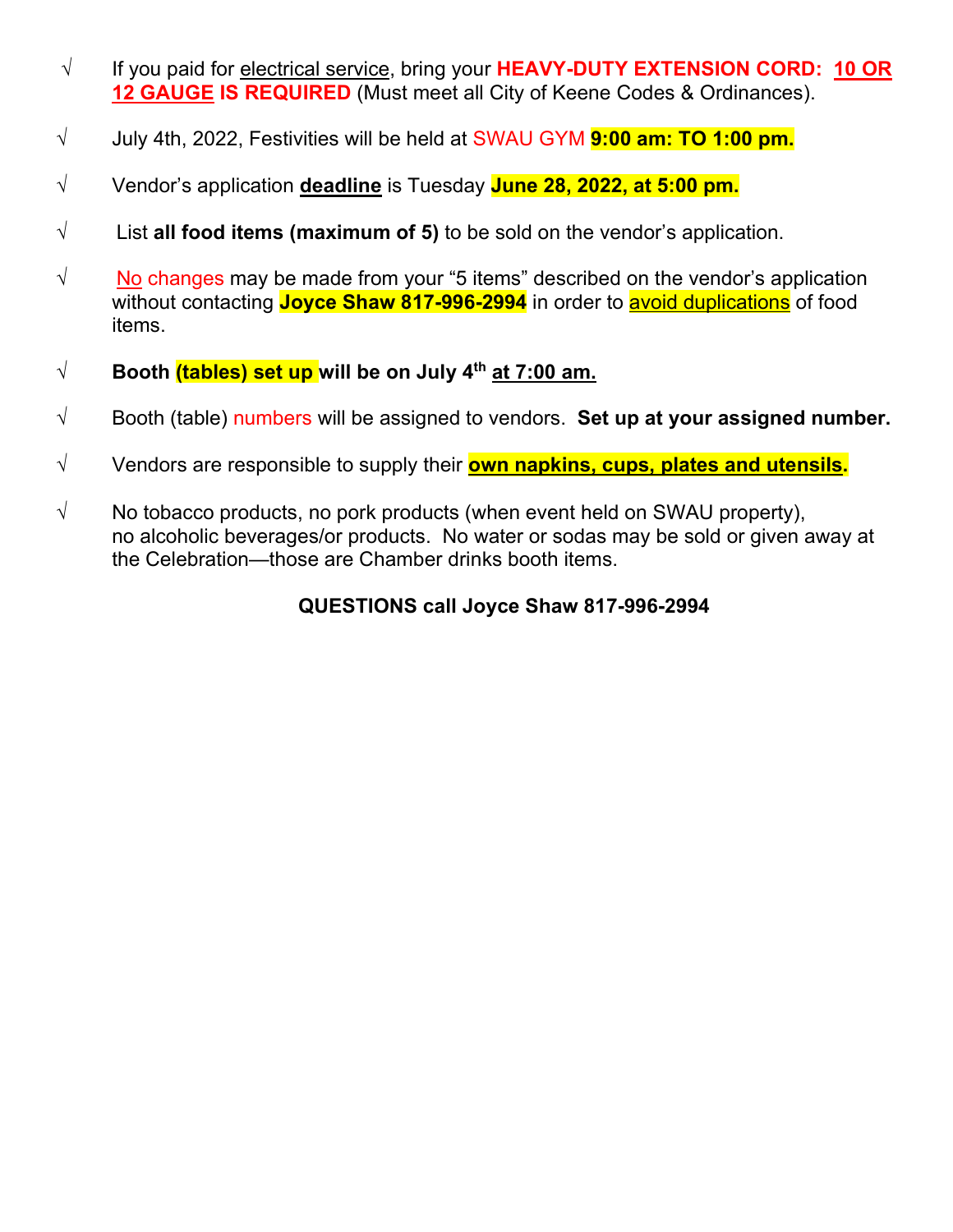- √ If you paid for electrical service, bring your **HEAVY-DUTY EXTENSION CORD: 10 OR 12 GAUGE IS REQUIRED** (Must meet all City of Keene Codes & Ordinances).

- √ July 4th, 2022, Festivities will be held at SWAU GYM **9:00 am: TO 1:00 pm.**

- √ Vendor's application **deadline** is Tuesday **June 28, 2022, at 5:00 pm.**

- √ List **all food items (maximum of 5)** to be sold on the vendor's application.

- √ No changes may be made from your "5 items" described on the vendor's application without contacting **Joyce Shaw 817-996-2994** in order to avoid duplications of food items.

- √ **Booth (tables) set up will be on July 4th at 7:00 am.**

- √ Booth (table) numbers will be assigned to vendors. **Set up at your assigned number.**

- √ Vendors are responsible to supply their **own napkins, cups, plates and utensils.**

- √ No tobacco products, no pork products (when event held on SWAU property), no alcoholic beverages/or products. No water or sodas may be sold or given away at the Celebration—those are Chamber drinks booth items.

**QUESTIONS call Joyce Shaw 817-996-2994**